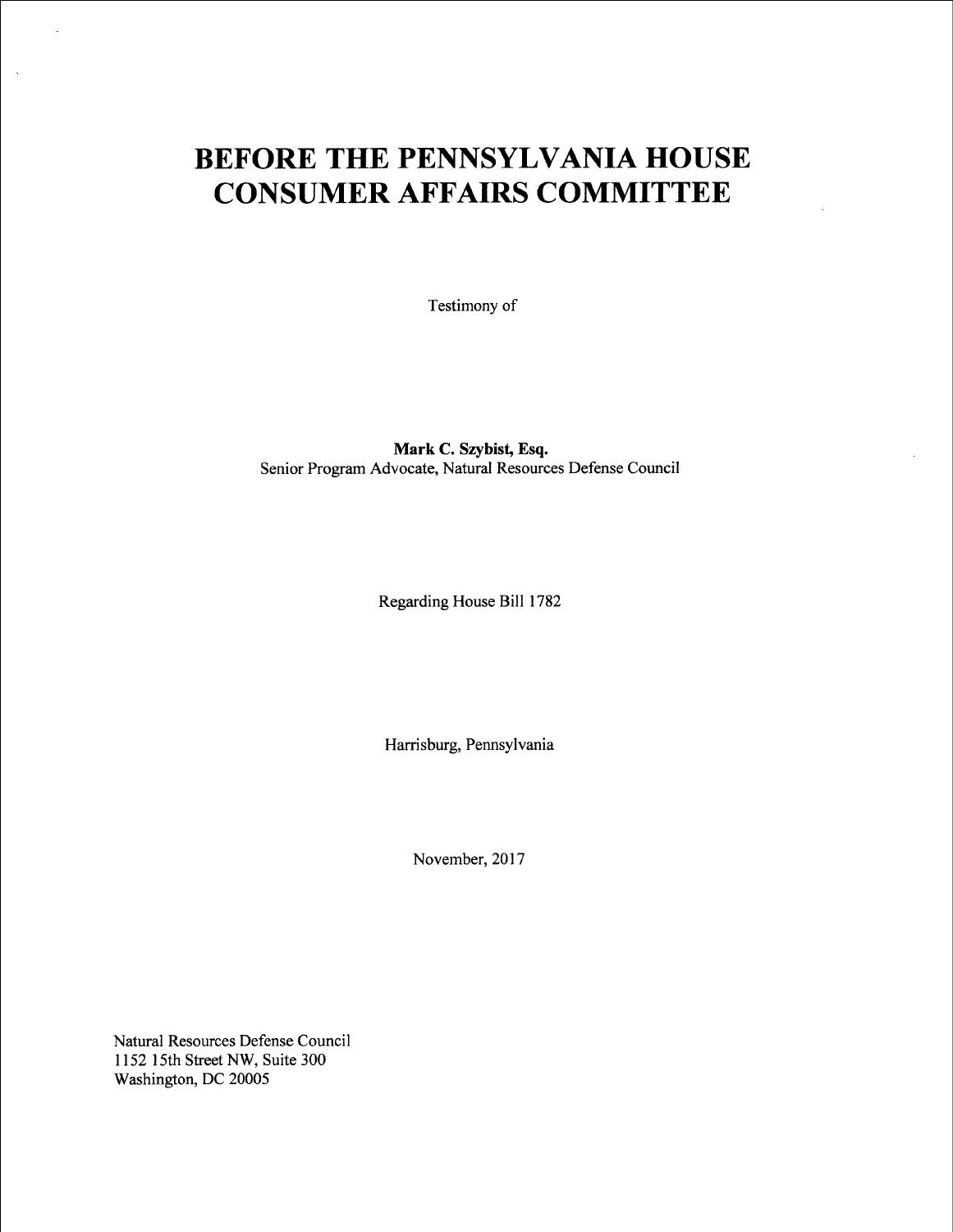# BEFORE THE PENNSYLVANIA HOUSE CONSUMER AFFAIRS COMMITTEE

Testimony of

**Mark C. Szybist, Esq.**
Senior Program Advocate, Natural Resources Defense Council

Regarding House Bill 1782

Harrisburg, Pennsylvania

November, 2017

Natural Resources Defense Council
1152 15th Street NW, Suite 300
Washington, DC 20005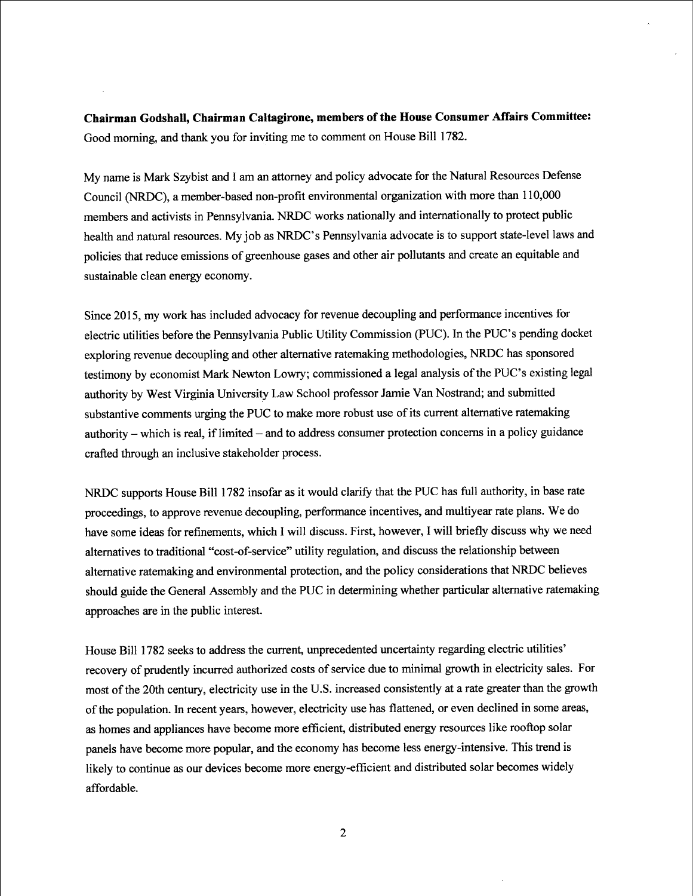**Chairman Godshall, Chairman Caltagirone, members of the House Consumer Affairs Committee:**
Good morning, and thank you for inviting me to comment on House Bill 1782.

My name is Mark Szybist and I am an attorney and policy advocate for the Natural Resources Defense Council (NRDC), a member-based non-profit environmental organization with more than 110,000 members and activists in Pennsylvania. NRDC works nationally and internationally to protect public health and natural resources. My job as NRDC's Pennsylvania advocate is to support state-level laws and policies that reduce emissions of greenhouse gases and other air pollutants and create an equitable and sustainable clean energy economy.

Since 2015, my work has included advocacy for revenue decoupling and performance incentives for electric utilities before the Pennsylvania Public Utility Commission (PUC). In the PUC's pending docket exploring revenue decoupling and other alternative ratemaking methodologies, NRDC has sponsored testimony by economist Mark Newton Lowry; commissioned a legal analysis of the PUC's existing legal authority by West Virginia University Law School professor Jamie Van Nostrand; and submitted substantive comments urging the PUC to make more robust use of its current alternative ratemaking authority – which is real, if limited – and to address consumer protection concerns in a policy guidance crafted through an inclusive stakeholder process.

NRDC supports House Bill 1782 insofar as it would clarify that the PUC has full authority, in base rate proceedings, to approve revenue decoupling, performance incentives, and multiyear rate plans. We do have some ideas for refinements, which I will discuss. First, however, I will briefly discuss why we need alternatives to traditional "cost-of-service" utility regulation, and discuss the relationship between alternative ratemaking and environmental protection, and the policy considerations that NRDC believes should guide the General Assembly and the PUC in determining whether particular alternative ratemaking approaches are in the public interest.

House Bill 1782 seeks to address the current, unprecedented uncertainty regarding electric utilities' recovery of prudently incurred authorized costs of service due to minimal growth in electricity sales. For most of the 20th century, electricity use in the U.S. increased consistently at a rate greater than the growth of the population. In recent years, however, electricity use has flattened, or even declined in some areas, as homes and appliances have become more efficient, distributed energy resources like rooftop solar panels have become more popular, and the economy has become less energy-intensive. This trend is likely to continue as our devices become more energy-efficient and distributed solar becomes widely affordable.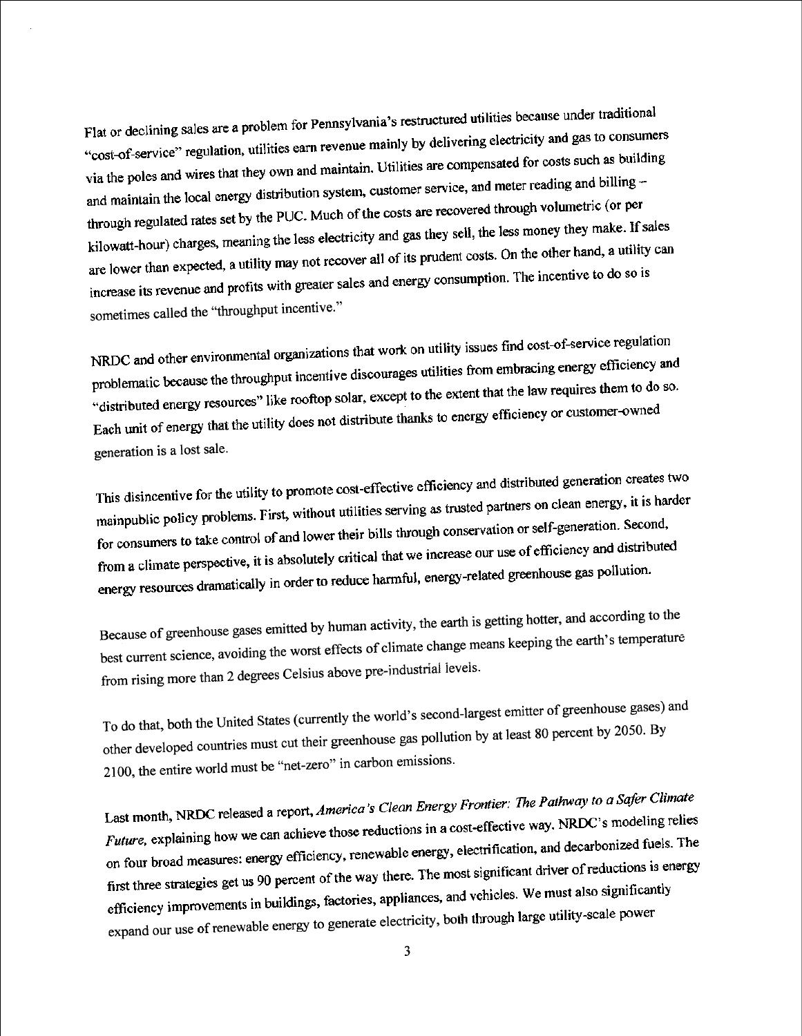Flat or declining sales are a problem for Pennsylvania's restructured utilities because under traditional "cost-of-service" regulation, utilities earn revenue mainly by delivering electricity and gas to consumers via the poles and wires that they own and maintain. Utilities are compensated for costs such as building and maintain the local energy distribution system, customer service, and meter reading and billing – through regulated rates set by the PUC. Much of the costs are recovered through volumetric (or per kilowatt-hour) charges, meaning the less electricity and gas they sell, the less money they make. If sales are lower than expected, a utility may not recover all of its prudent costs. On the other hand, a utility can increase its revenue and profits with greater sales and energy consumption. The incentive to do so is sometimes called the "throughput incentive."

NRDC and other environmental organizations that work on utility issues find cost-of-service regulation problematic because the throughput incentive discourages utilities from embracing energy efficiency and "distributed energy resources" like rooftop solar, except to the extent that the law requires them to do so. Each unit of energy that the utility does not distribute thanks to energy efficiency or customer-owned generation is a lost sale.

This disincentive for the utility to promote cost-effective efficiency and distributed generation creates two mainpublic policy problems. First, without utilities serving as trusted partners on clean energy, it is harder for consumers to take control of and lower their bills through conservation or self-generation. Second, from a climate perspective, it is absolutely critical that we increase our use of efficiency and distributed energy resources dramatically in order to reduce harmful, energy-related greenhouse gas pollution.

Because of greenhouse gases emitted by human activity, the earth is getting hotter, and according to the best current science, avoiding the worst effects of climate change means keeping the earth's temperature from rising more than 2 degrees Celsius above pre-industrial levels.

To do that, both the United States (currently the world's second-largest emitter of greenhouse gases) and other developed countries must cut their greenhouse gas pollution by at least 80 percent by 2050. By 2100, the entire world must be "net-zero" in carbon emissions.

Last month, NRDC released a report, *America's Clean Energy Frontier: The Pathway to a Safer Climate Future,* explaining how we can achieve those reductions in a cost-effective way. NRDC's modeling relies on four broad measures: energy efficiency, renewable energy, electrification, and decarbonized fuels. The first three strategies get us 90 percent of the way there. The most significant driver of reductions is energy efficiency improvements in buildings, factories, appliances, and vehicles. We must also significantly expand our use of renewable energy to generate electricity, both through large utility-scale power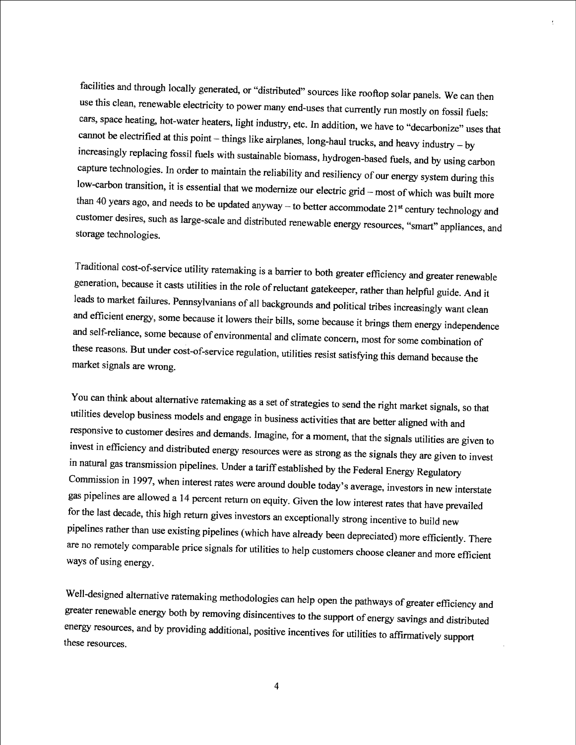facilities and through locally generated, or "distributed" sources like rooftop solar panels. We can then use this clean, renewable electricity to power many end-uses that currently run mostly on fossil fuels: cars, space heating, hot-water heaters, light industry, etc. In addition, we have to "decarbonize" uses that cannot be electrified at this point – things like airplanes, long-haul trucks, and heavy industry – by increasingly replacing fossil fuels with sustainable biomass, hydrogen-based fuels, and by using carbon capture technologies. In order to maintain the reliability and resiliency of our energy system during this low-carbon transition, it is essential that we modernize our electric grid – most of which was built more than 40 years ago, and needs to be updated anyway – to better accommodate 21st century technology and customer desires, such as large-scale and distributed renewable energy resources, "smart" appliances, and storage technologies.

Traditional cost-of-service utility ratemaking is a barrier to both greater efficiency and greater renewable generation, because it casts utilities in the role of reluctant gatekeeper, rather than helpful guide. And it leads to market failures. Pennsylvanians of all backgrounds and political tribes increasingly want clean and efficient energy, some because it lowers their bills, some because it brings them energy independence and self-reliance, some because of environmental and climate concern, most for some combination of these reasons. But under cost-of-service regulation, utilities resist satisfying this demand because the market signals are wrong.

You can think about alternative ratemaking as a set of strategies to send the right market signals, so that utilities develop business models and engage in business activities that are better aligned with and responsive to customer desires and demands. Imagine, for a moment, that the signals utilities are given to invest in efficiency and distributed energy resources were as strong as the signals they are given to invest in natural gas transmission pipelines. Under a tariff established by the Federal Energy Regulatory Commission in 1997, when interest rates were around double today's average, investors in new interstate gas pipelines are allowed a 14 percent return on equity. Given the low interest rates that have prevailed for the last decade, this high return gives investors an exceptionally strong incentive to build new pipelines rather than use existing pipelines (which have already been depreciated) more efficiently. There are no remotely comparable price signals for utilities to help customers choose cleaner and more efficient ways of using energy.

Well-designed alternative ratemaking methodologies can help open the pathways of greater efficiency and greater renewable energy both by removing disincentives to the support of energy savings and distributed energy resources, and by providing additional, positive incentives for utilities to affirmatively support these resources.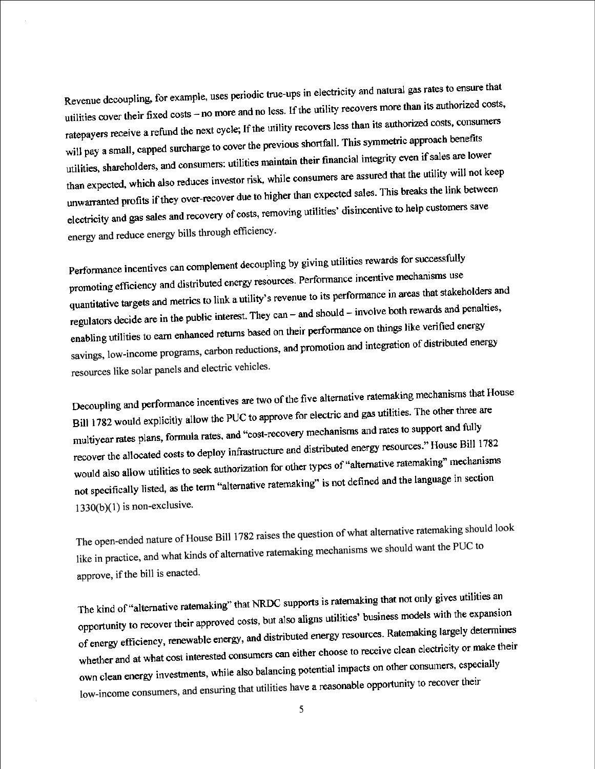Revenue decoupling, for example, uses periodic true-ups in electricity and natural gas rates to ensure that utilities cover their fixed costs – no more and no less. If the utility recovers more than its authorized costs, ratepayers receive a refund the next cycle; If the utility recovers less than its authorized costs, consumers will pay a small, capped surcharge to cover the previous shortfall. This symmetric approach benefits utilities, shareholders, and consumers: utilities maintain their financial integrity even if sales are lower than expected, which also reduces investor risk, while consumers are assured that the utility will not keep unwarranted profits if they over-recover due to higher than expected sales. This breaks the link between electricity and gas sales and recovery of costs, removing utilities' disincentive to help customers save energy and reduce energy bills through efficiency.

Performance incentives can complement decoupling by giving utilities rewards for successfully promoting efficiency and distributed energy resources. Performance incentive mechanisms use quantitative targets and metrics to link a utility's revenue to its performance in areas that stakeholders and regulators decide are in the public interest. They can – and should – involve both rewards and penalties, enabling utilities to earn enhanced returns based on their performance on things like verified energy savings, low-income programs, carbon reductions, and promotion and integration of distributed energy resources like solar panels and electric vehicles.

Decoupling and performance incentives are two of the five alternative ratemaking mechanisms that House Bill 1782 would explicitly allow the PUC to approve for electric and gas utilities. The other three are multiyear rates plans, formula rates, and "cost-recovery mechanisms and rates to support and fully recover the allocated costs to deploy infrastructure and distributed energy resources." House Bill 1782 would also allow utilities to seek authorization for other types of "alternative ratemaking" mechanisms not specifically listed, as the term "alternative ratemaking" is not defined and the language in section 1330(b)(1) is non-exclusive.

The open-ended nature of House Bill 1782 raises the question of what alternative ratemaking should look like in practice, and what kinds of alternative ratemaking mechanisms we should want the PUC to approve, if the bill is enacted.

The kind of "alternative ratemaking" that NRDC supports is ratemaking that not only gives utilities an opportunity to recover their approved costs, but also aligns utilities' business models with the expansion of energy efficiency, renewable energy, and distributed energy resources. Ratemaking largely determines whether and at what cost interested consumers can either choose to receive clean electricity or make their own clean energy investments, while also balancing potential impacts on other consumers, especially low-income consumers, and ensuring that utilities have a reasonable opportunity to recover their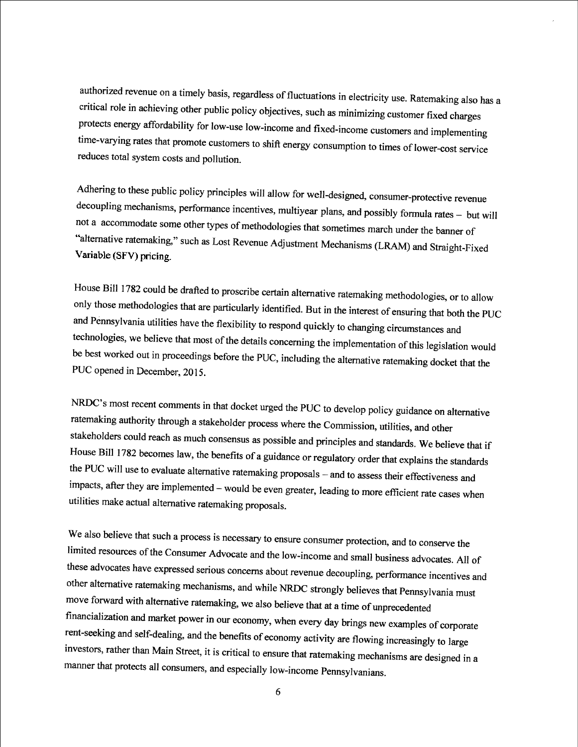authorized revenue on a timely basis, regardless of fluctuations in electricity use. Ratemaking also has a critical role in achieving other public policy objectives, such as minimizing customer fixed charges protects energy affordability for low-use low-income and fixed-income customers and implementing time-varying rates that promote customers to shift energy consumption to times of lower-cost service reduces total system costs and pollution.

Adhering to these public policy principles will allow for well-designed, consumer-protective revenue decoupling mechanisms, performance incentives, multiyear plans, and possibly formula rates – but will not a accommodate some other types of methodologies that sometimes march under the banner of "alternative ratemaking," such as Lost Revenue Adjustment Mechanisms (LRAM) and Straight-Fixed Variable (SFV) pricing.

House Bill 1782 could be drafted to proscribe certain alternative ratemaking methodologies, or to allow only those methodologies that are particularly identified. But in the interest of ensuring that both the PUC and Pennsylvania utilities have the flexibility to respond quickly to changing circumstances and technologies, we believe that most of the details concerning the implementation of this legislation would be best worked out in proceedings before the PUC, including the alternative ratemaking docket that the PUC opened in December, 2015.

NRDC's most recent comments in that docket urged the PUC to develop policy guidance on alternative ratemaking authority through a stakeholder process where the Commission, utilities, and other stakeholders could reach as much consensus as possible and principles and standards. We believe that if House Bill 1782 becomes law, the benefits of a guidance or regulatory order that explains the standards the PUC will use to evaluate alternative ratemaking proposals – and to assess their effectiveness and impacts, after they are implemented – would be even greater, leading to more efficient rate cases when utilities make actual alternative ratemaking proposals.

We also believe that such a process is necessary to ensure consumer protection, and to conserve the limited resources of the Consumer Advocate and the low-income and small business advocates. All of these advocates have expressed serious concerns about revenue decoupling, performance incentives and other alternative ratemaking mechanisms, and while NRDC strongly believes that Pennsylvania must move forward with alternative ratemaking, we also believe that at a time of unprecedented financialization and market power in our economy, when every day brings new examples of corporate rent-seeking and self-dealing, and the benefits of economy activity are flowing increasingly to large investors, rather than Main Street, it is critical to ensure that ratemaking mechanisms are designed in a manner that protects all consumers, and especially low-income Pennsylvanians.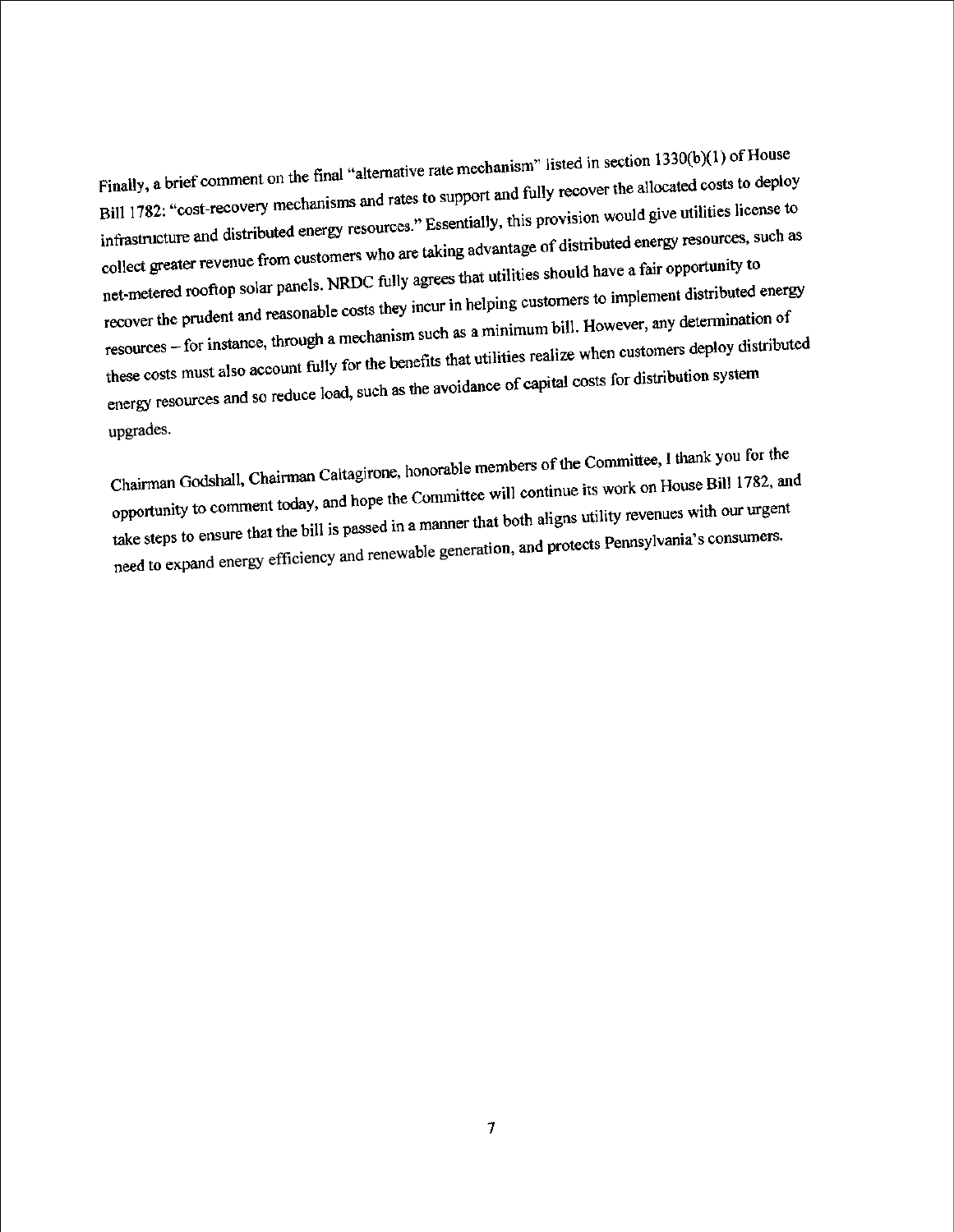Finally, a brief comment on the final "alternative rate mechanism" listed in section 1330(b)(1) of House Bill 1782: "cost-recovery mechanisms and rates to support and fully recover the allocated costs to deploy infrastructure and distributed energy resources." Essentially, this provision would give utilities license to collect greater revenue from customers who are taking advantage of distributed energy resources, such as net-metered rooftop solar panels. NRDC fully agrees that utilities should have a fair opportunity to recover the prudent and reasonable costs they incur in helping customers to implement distributed energy resources – for instance, through a mechanism such as a minimum bill. However, any determination of these costs must also account fully for the benefits that utilities realize when customers deploy distributed energy resources and so reduce load, such as the avoidance of capital costs for distribution system upgrades.

Chairman Godshall, Chairman Caltagirone, honorable members of the Committee, I thank you for the opportunity to comment today, and hope the Committee will continue its work on House Bill 1782, and take steps to ensure that the bill is passed in a manner that both aligns utility revenues with our urgent need to expand energy efficiency and renewable generation, and protects Pennsylvania's consumers.